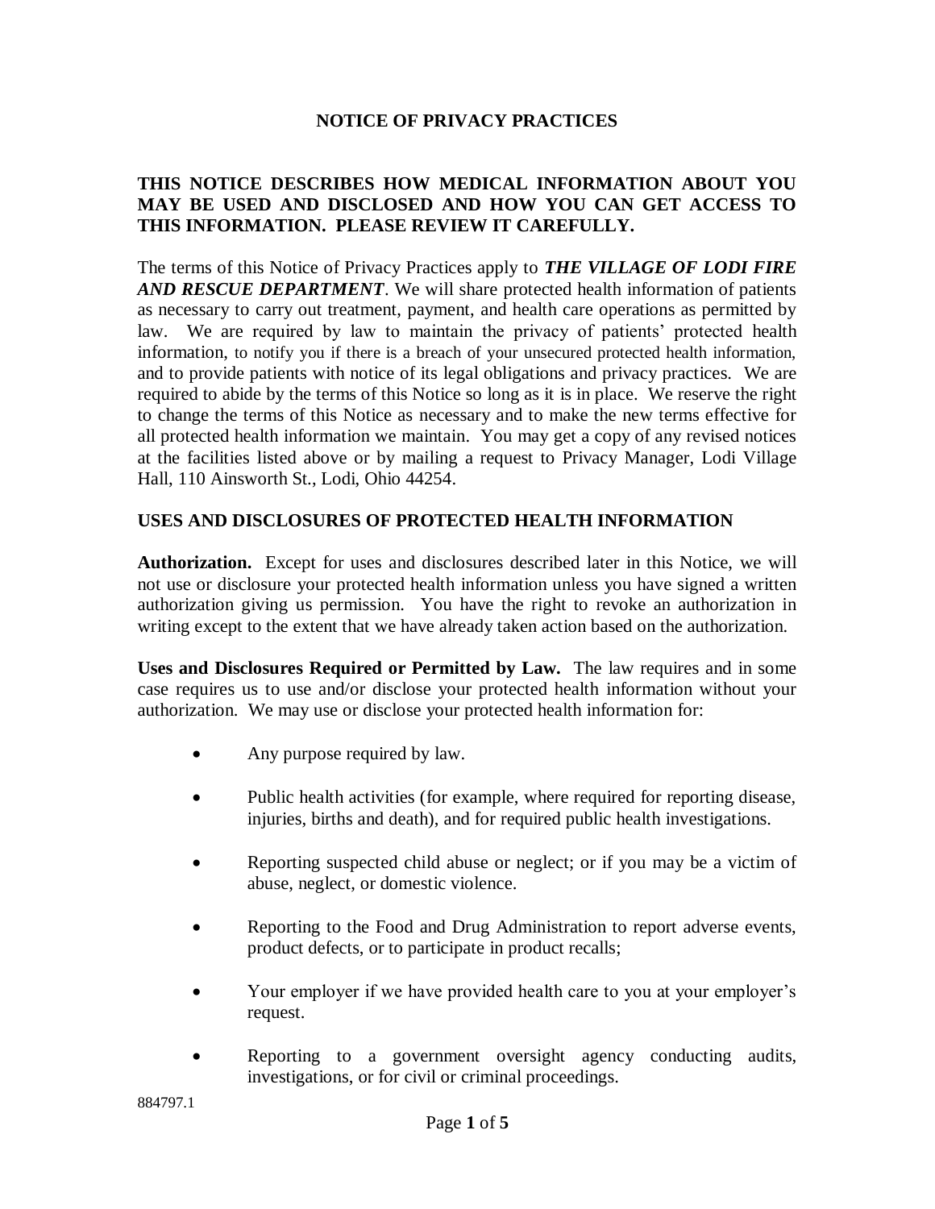# NOTICE OF PRIVACY PRACTICES

**THIS NOTICE DESCRIBES HOW MEDICAL INFORMATION ABOUT YOU MAY BE USED AND DISCLOSED AND HOW YOU CAN GET ACCESS TO THIS INFORMATION. PLEASE REVIEW IT CAREFULLY.**

The terms of this Notice of Privacy Practices apply to ***THE VILLAGE OF LODI FIRE AND RESCUE DEPARTMENT***. We will share protected health information of patients as necessary to carry out treatment, payment, and health care operations as permitted by law. We are required by law to maintain the privacy of patients' protected health information, to notify you if there is a breach of your unsecured protected health information, and to provide patients with notice of its legal obligations and privacy practices. We are required to abide by the terms of this Notice so long as it is in place. We reserve the right to change the terms of this Notice as necessary and to make the new terms effective for all protected health information we maintain. You may get a copy of any revised notices at the facilities listed above or by mailing a request to Privacy Manager, Lodi Village Hall, 110 Ainsworth St., Lodi, Ohio 44254.

## USES AND DISCLOSURES OF PROTECTED HEALTH INFORMATION

**Authorization.** Except for uses and disclosures described later in this Notice, we will not use or disclosure your protected health information unless you have signed a written authorization giving us permission. You have the right to revoke an authorization in writing except to the extent that we have already taken action based on the authorization.

**Uses and Disclosures Required or Permitted by Law.** The law requires and in some case requires us to use and/or disclose your protected health information without your authorization. We may use or disclose your protected health information for:

- Any purpose required by law.
- Public health activities (for example, where required for reporting disease, injuries, births and death), and for required public health investigations.
- Reporting suspected child abuse or neglect; or if you may be a victim of abuse, neglect, or domestic violence.
- Reporting to the Food and Drug Administration to report adverse events, product defects, or to participate in product recalls;
- Your employer if we have provided health care to you at your employer's request.
- Reporting to a government oversight agency conducting audits, investigations, or for civil or criminal proceedings.

884797.1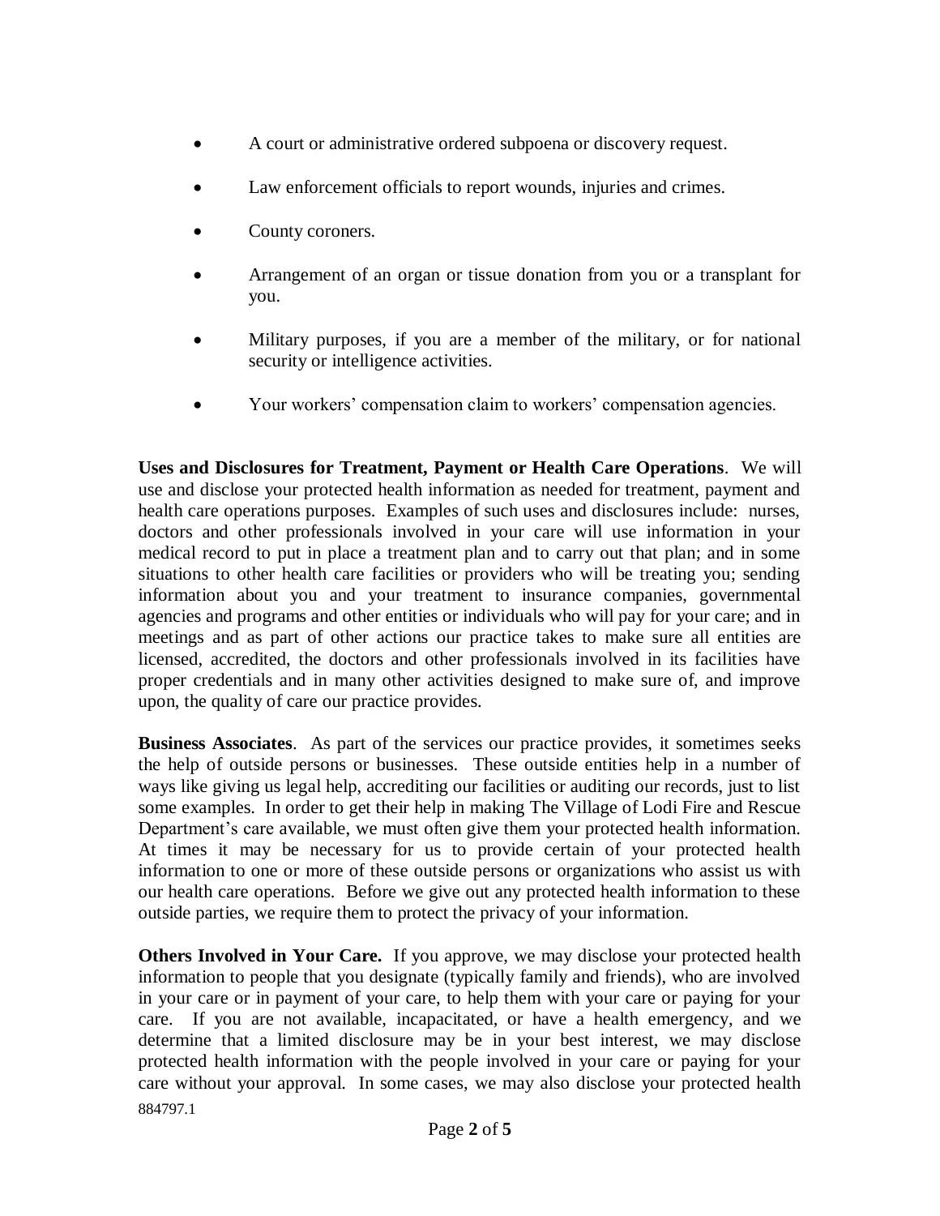- A court or administrative ordered subpoena or discovery request.
- Law enforcement officials to report wounds, injuries and crimes.
- County coroners.
- Arrangement of an organ or tissue donation from you or a transplant for you.
- Military purposes, if you are a member of the military, or for national security or intelligence activities.
- Your workers' compensation claim to workers' compensation agencies.

**Uses and Disclosures for Treatment, Payment or Health Care Operations**. We will use and disclose your protected health information as needed for treatment, payment and health care operations purposes. Examples of such uses and disclosures include: nurses, doctors and other professionals involved in your care will use information in your medical record to put in place a treatment plan and to carry out that plan; and in some situations to other health care facilities or providers who will be treating you; sending information about you and your treatment to insurance companies, governmental agencies and programs and other entities or individuals who will pay for your care; and in meetings and as part of other actions our practice takes to make sure all entities are licensed, accredited, the doctors and other professionals involved in its facilities have proper credentials and in many other activities designed to make sure of, and improve upon, the quality of care our practice provides.

**Business Associates**. As part of the services our practice provides, it sometimes seeks the help of outside persons or businesses. These outside entities help in a number of ways like giving us legal help, accrediting our facilities or auditing our records, just to list some examples. In order to get their help in making The Village of Lodi Fire and Rescue Department's care available, we must often give them your protected health information. At times it may be necessary for us to provide certain of your protected health information to one or more of these outside persons or organizations who assist us with our health care operations. Before we give out any protected health information to these outside parties, we require them to protect the privacy of your information.

**Others Involved in Your Care.** If you approve, we may disclose your protected health information to people that you designate (typically family and friends), who are involved in your care or in payment of your care, to help them with your care or paying for your care. If you are not available, incapacitated, or have a health emergency, and we determine that a limited disclosure may be in your best interest, we may disclose protected health information with the people involved in your care or paying for your care without your approval. In some cases, we may also disclose your protected health

884797.1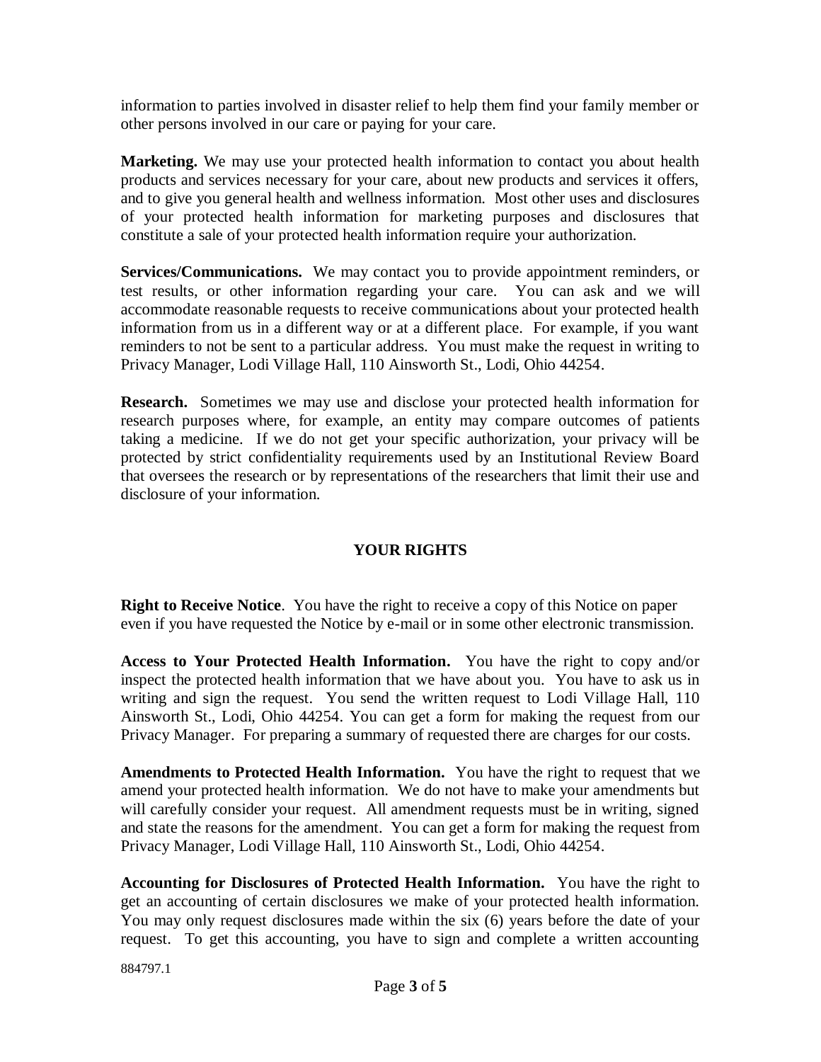information to parties involved in disaster relief to help them find your family member or other persons involved in our care or paying for your care.

**Marketing.** We may use your protected health information to contact you about health products and services necessary for your care, about new products and services it offers, and to give you general health and wellness information. Most other uses and disclosures of your protected health information for marketing purposes and disclosures that constitute a sale of your protected health information require your authorization.

**Services/Communications.** We may contact you to provide appointment reminders, or test results, or other information regarding your care. You can ask and we will accommodate reasonable requests to receive communications about your protected health information from us in a different way or at a different place. For example, if you want reminders to not be sent to a particular address. You must make the request in writing to Privacy Manager, Lodi Village Hall, 110 Ainsworth St., Lodi, Ohio 44254.

**Research.** Sometimes we may use and disclose your protected health information for research purposes where, for example, an entity may compare outcomes of patients taking a medicine. If we do not get your specific authorization, your privacy will be protected by strict confidentiality requirements used by an Institutional Review Board that oversees the research or by representations of the researchers that limit their use and disclosure of your information.

## YOUR RIGHTS

**Right to Receive Notice**. You have the right to receive a copy of this Notice on paper even if you have requested the Notice by e-mail or in some other electronic transmission.

**Access to Your Protected Health Information.** You have the right to copy and/or inspect the protected health information that we have about you. You have to ask us in writing and sign the request. You send the written request to Lodi Village Hall, 110 Ainsworth St., Lodi, Ohio 44254. You can get a form for making the request from our Privacy Manager. For preparing a summary of requested there are charges for our costs.

**Amendments to Protected Health Information.** You have the right to request that we amend your protected health information. We do not have to make your amendments but will carefully consider your request. All amendment requests must be in writing, signed and state the reasons for the amendment. You can get a form for making the request from Privacy Manager, Lodi Village Hall, 110 Ainsworth St., Lodi, Ohio 44254.

**Accounting for Disclosures of Protected Health Information.** You have the right to get an accounting of certain disclosures we make of your protected health information. You may only request disclosures made within the six (6) years before the date of your request. To get this accounting, you have to sign and complete a written accounting

884797.1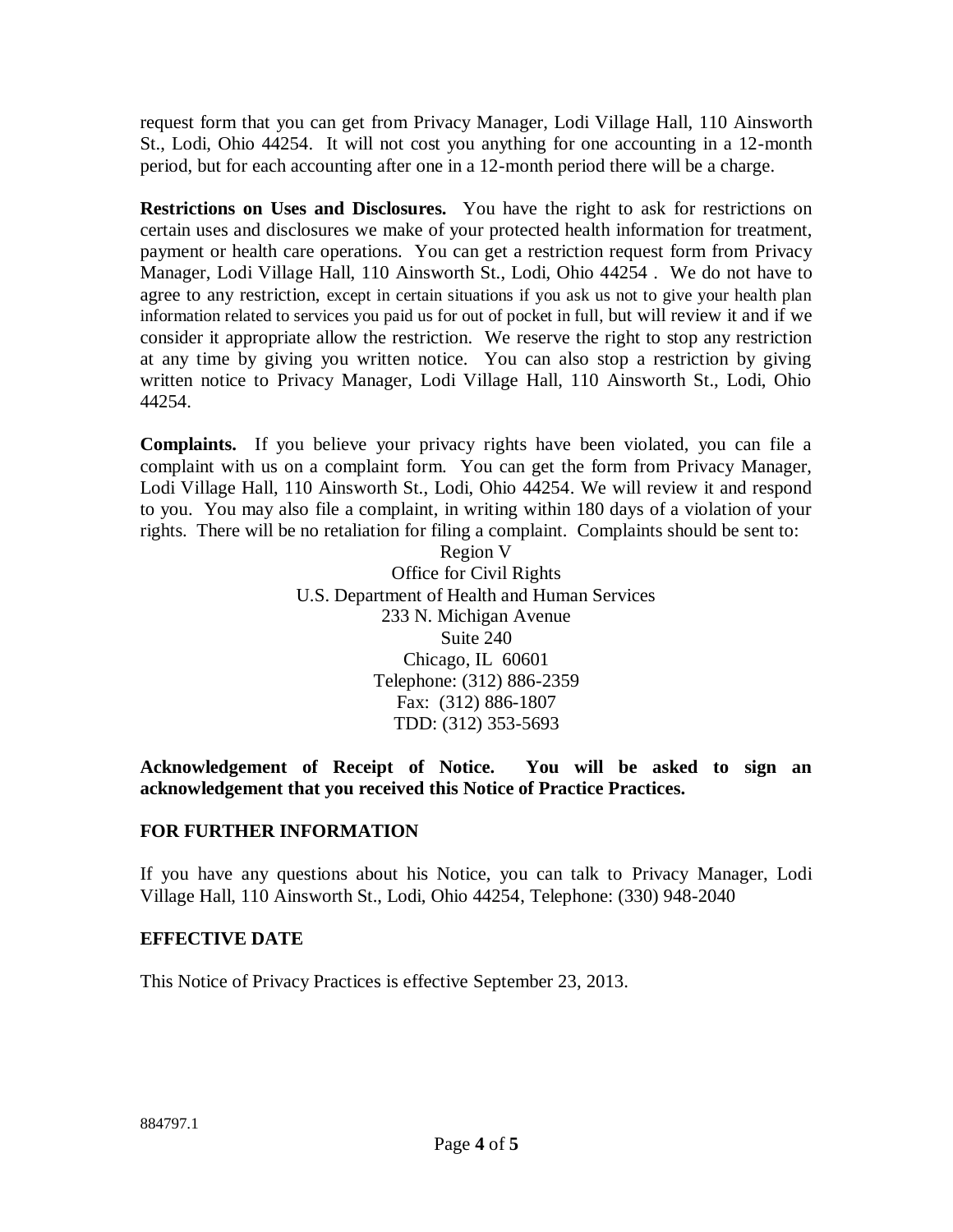request form that you can get from Privacy Manager, Lodi Village Hall, 110 Ainsworth St., Lodi, Ohio 44254. It will not cost you anything for one accounting in a 12-month period, but for each accounting after one in a 12-month period there will be a charge.

**Restrictions on Uses and Disclosures.** You have the right to ask for restrictions on certain uses and disclosures we make of your protected health information for treatment, payment or health care operations. You can get a restriction request form from Privacy Manager, Lodi Village Hall, 110 Ainsworth St., Lodi, Ohio 44254 . We do not have to agree to any restriction, except in certain situations if you ask us not to give your health plan information related to services you paid us for out of pocket in full, but will review it and if we consider it appropriate allow the restriction. We reserve the right to stop any restriction at any time by giving you written notice. You can also stop a restriction by giving written notice to Privacy Manager, Lodi Village Hall, 110 Ainsworth St., Lodi, Ohio 44254.

**Complaints.** If you believe your privacy rights have been violated, you can file a complaint with us on a complaint form. You can get the form from Privacy Manager, Lodi Village Hall, 110 Ainsworth St., Lodi, Ohio 44254. We will review it and respond to you. You may also file a complaint, in writing within 180 days of a violation of your rights. There will be no retaliation for filing a complaint. Complaints should be sent to:

Region V
Office for Civil Rights
U.S. Department of Health and Human Services
233 N. Michigan Avenue
Suite 240
Chicago, IL 60601
Telephone: (312) 886-2359
Fax: (312) 886-1807
TDD: (312) 353-5693

**Acknowledgement of Receipt of Notice. You will be asked to sign an acknowledgement that you received this Notice of Practice Practices.**

## FOR FURTHER INFORMATION

If you have any questions about his Notice, you can talk to Privacy Manager, Lodi Village Hall, 110 Ainsworth St., Lodi, Ohio 44254, Telephone: (330) 948-2040

## EFFECTIVE DATE

This Notice of Privacy Practices is effective September 23, 2013.

884797.1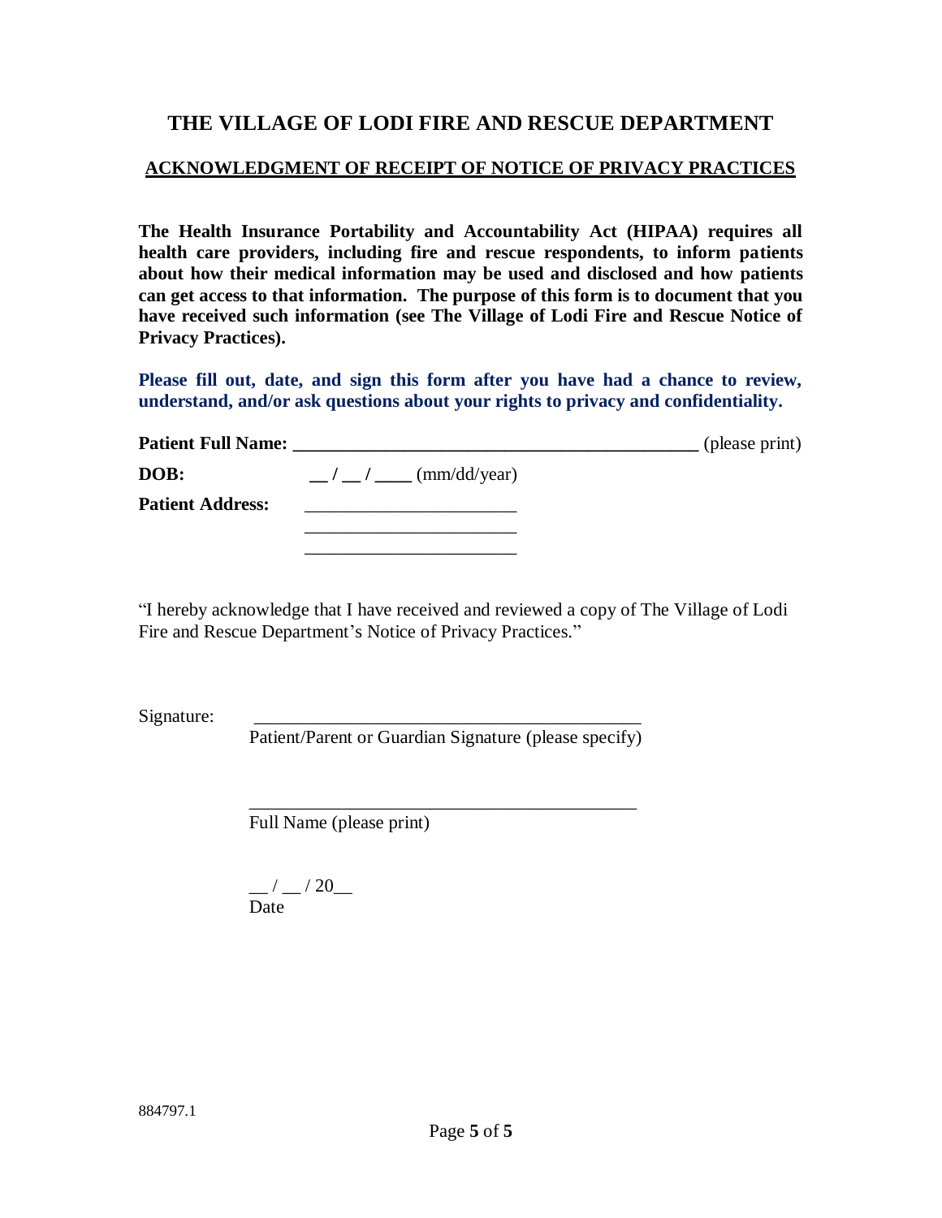# THE VILLAGE OF LODI FIRE AND RESCUE DEPARTMENT

## ACKNOWLEDGMENT OF RECEIPT OF NOTICE OF PRIVACY PRACTICES

**The Health Insurance Portability and Accountability Act (HIPAA) requires all health care providers, including fire and rescue respondents, to inform patients about how their medical information may be used and disclosed and how patients can get access to that information. The purpose of this form is to document that you have received such information (see The Village of Lodi Fire and Rescue Notice of Privacy Practices).**

**Please fill out, date, and sign this form after you have had a chance to review, understand, and/or ask questions about your rights to privacy and confidentiality.**

**Patient Full Name:** ____________________________________________ (please print)

**DOB:** __ / __ / ____ (mm/dd/year)

**Patient Address:** _______________________

_______________________

_______________________

"I hereby acknowledge that I have received and reviewed a copy of The Village of Lodi Fire and Rescue Department's Notice of Privacy Practices."

Signature: __________________________________________

Patient/Parent or Guardian Signature (please specify)

__________________________________________

Full Name (please print)

__ / __ / 20__

Date

884797.1